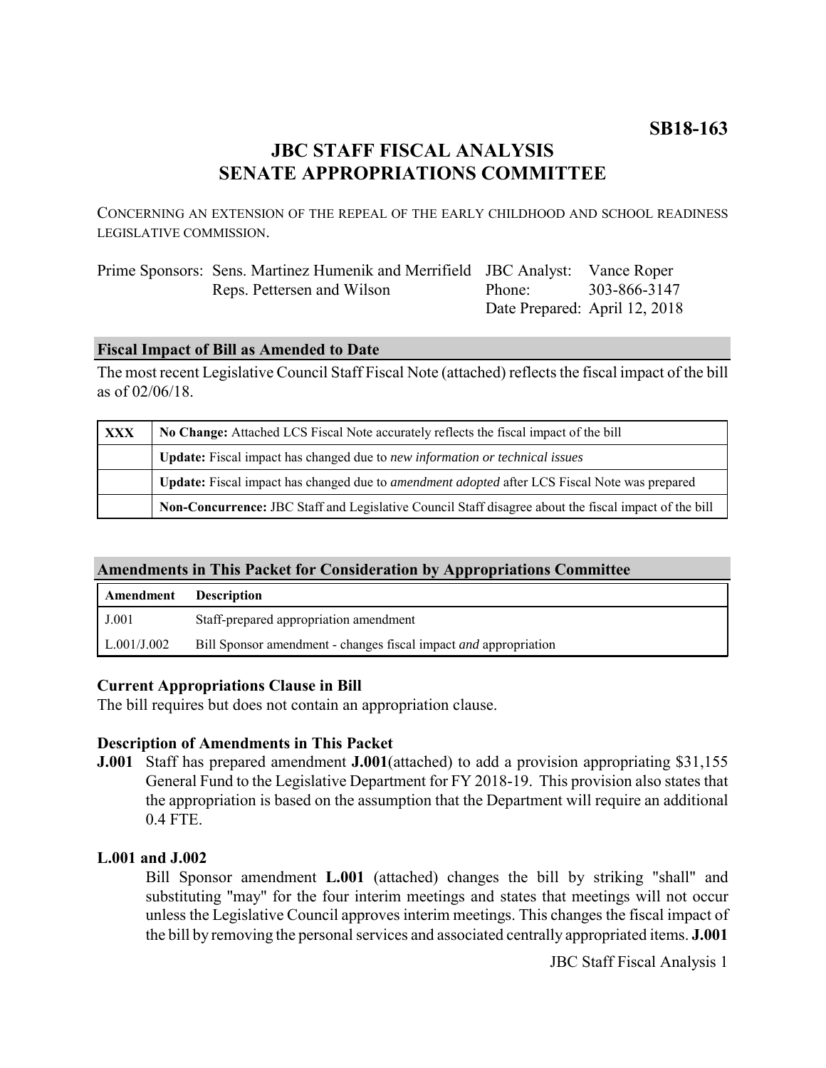**SB18-163**

# JBC STAFF FISCAL ANALYSIS
# SENATE APPROPRIATIONS COMMITTEE

CONCERNING AN EXTENSION OF THE REPEAL OF THE EARLY CHILDHOOD AND SCHOOL READINESS LEGISLATIVE COMMISSION.

| Prime Sponsors: | Sens. Martinez Humenik and Merrifield | JBC Analyst: | Vance Roper |
|---|---|---|---|
| | Reps. Pettersen and Wilson | Phone: | 303-866-3147 |
| | | Date Prepared: | April 12, 2018 |

## Fiscal Impact of Bill as Amended to Date

The most recent Legislative Council Staff Fiscal Note (attached) reflects the fiscal impact of the bill as of 02/06/18.

| | |
|---|---|
| **XXX** | **No Change:** Attached LCS Fiscal Note accurately reflects the fiscal impact of the bill |
| | **Update:** Fiscal impact has changed due to *new information or technical issues* |
| | **Update:** Fiscal impact has changed due to *amendment adopted* after LCS Fiscal Note was prepared |
| | **Non-Concurrence:** JBC Staff and Legislative Council Staff disagree about the fiscal impact of the bill |

## Amendments in This Packet for Consideration by Appropriations Committee

| Amendment | Description |
|---|---|
| J.001 | Staff-prepared appropriation amendment |
| L.001/J.002 | Bill Sponsor amendment - changes fiscal impact *and* appropriation |

### Current Appropriations Clause in Bill

The bill requires but does not contain an appropriation clause.

### Description of Amendments in This Packet

**J.001** Staff has prepared amendment **J.001**(attached) to add a provision appropriating $31,155 General Fund to the Legislative Department for FY 2018-19. This provision also states that the appropriation is based on the assumption that the Department will require an additional 0.4 FTE.

**L.001 and J.002**

Bill Sponsor amendment **L.001** (attached) changes the bill by striking "shall" and substituting "may" for the four interim meetings and states that meetings will not occur unless the Legislative Council approves interim meetings. This changes the fiscal impact of the bill by removing the personal services and associated centrally appropriated items. **J.001**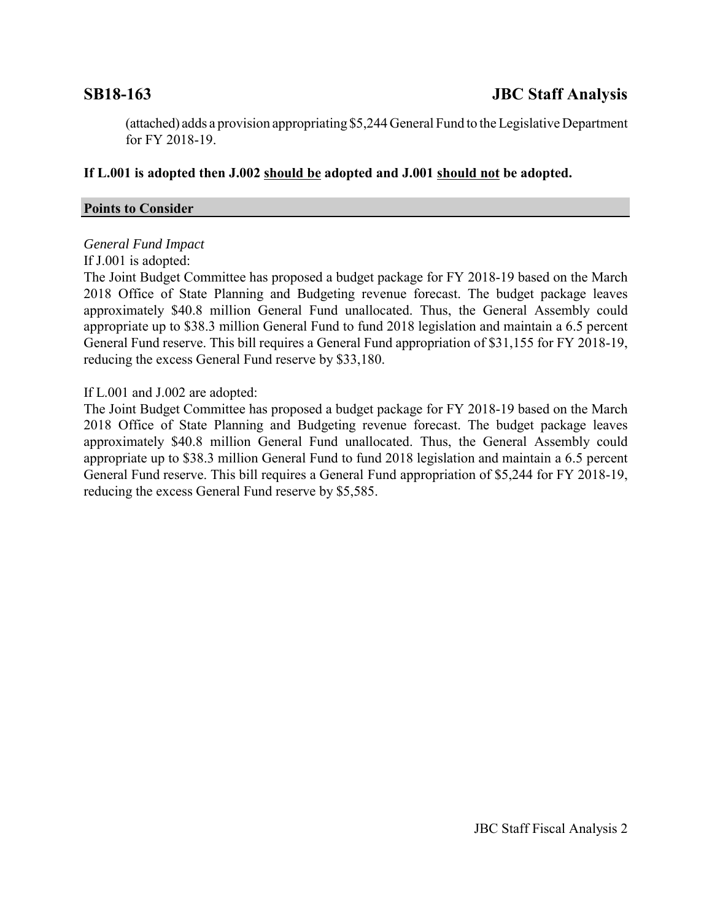(attached) adds a provision appropriating $5,244 General Fund to the Legislative Department for FY 2018-19.

**If L.001 is adopted then J.002 <u>should be</u> adopted and J.001 <u>should not</u> be adopted.**

## Points to Consider

*General Fund Impact*

If J.001 is adopted:

The Joint Budget Committee has proposed a budget package for FY 2018-19 based on the March 2018 Office of State Planning and Budgeting revenue forecast. The budget package leaves approximately $40.8 million General Fund unallocated. Thus, the General Assembly could appropriate up to $38.3 million General Fund to fund 2018 legislation and maintain a 6.5 percent General Fund reserve. This bill requires a General Fund appropriation of $31,155 for FY 2018-19, reducing the excess General Fund reserve by $33,180.

If L.001 and J.002 are adopted:

The Joint Budget Committee has proposed a budget package for FY 2018-19 based on the March 2018 Office of State Planning and Budgeting revenue forecast. The budget package leaves approximately $40.8 million General Fund unallocated. Thus, the General Assembly could appropriate up to $38.3 million General Fund to fund 2018 legislation and maintain a 6.5 percent General Fund reserve. This bill requires a General Fund appropriation of $5,244 for FY 2018-19, reducing the excess General Fund reserve by $5,585.